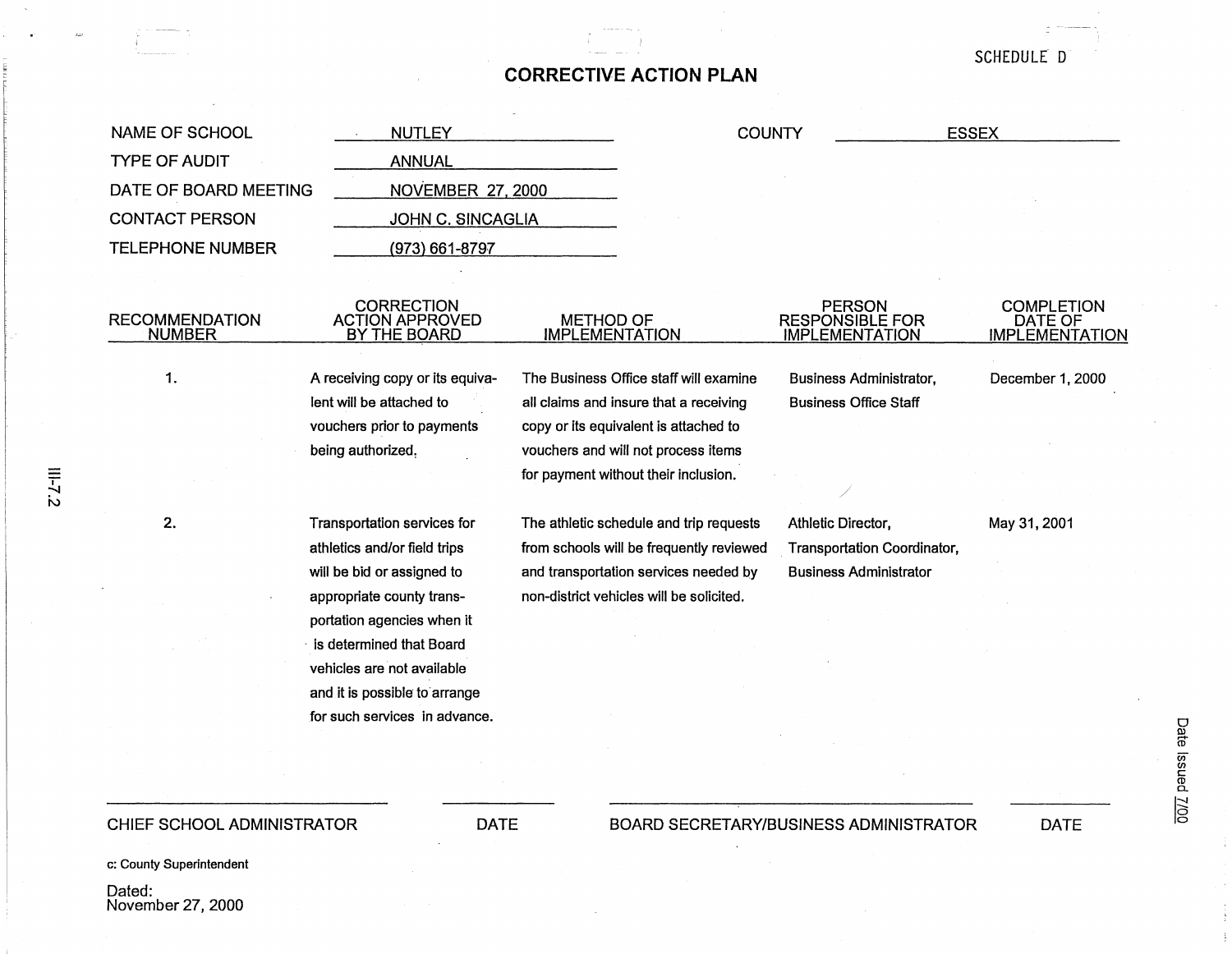SCHEDULE D

# CORRECTIVE ACTION PLAN

NAME OF SCHOOL: NUTLEY

COUNTY: ESSEX

TYPE OF AUDIT: ANNUAL

DATE OF BOARD MEETING: NOVEMBER 27, 2000

CONTACT PERSON: JOHN C. SINCAGLIA

TELEPHONE NUMBER: (973) 661-8797

| RECOMMENDATION NUMBER | CORRECTION ACTION APPROVED BY THE BOARD | METHOD OF IMPLEMENTATION | PERSON RESPONSIBLE FOR IMPLEMENTATION | COMPLETION DATE OF IMPLEMENTATION |
|---|---|---|---|---|
| 1. | A receiving copy or its equivalent will be attached to vouchers prior to payments being authorized. | The Business Office staff will examine all claims and insure that a receiving copy or its equivalent is attached to vouchers and will not process items for payment without their inclusion. | Business Administrator, Business Office Staff | December 1, 2000 |
| 2. | Transportation services for athletics and/or field trips will be bid or assigned to appropriate county transportation agencies when it is determined that Board vehicles are not available and it is possible to arrange for such services in advance. | The athletic schedule and trip requests from schools will be frequently reviewed and transportation services needed by non-district vehicles will be solicited. | Athletic Director, Transportation Coordinator, Business Administrator | May 31, 2001 |

CHIEF SCHOOL ADMINISTRATOR ____________ DATE ____________

BOARD SECRETARY/BUSINESS ADMINISTRATOR ____________ DATE ____________

c: County Superintendent

Dated:
November 27, 2000

III-7.2

Date Issued 7/00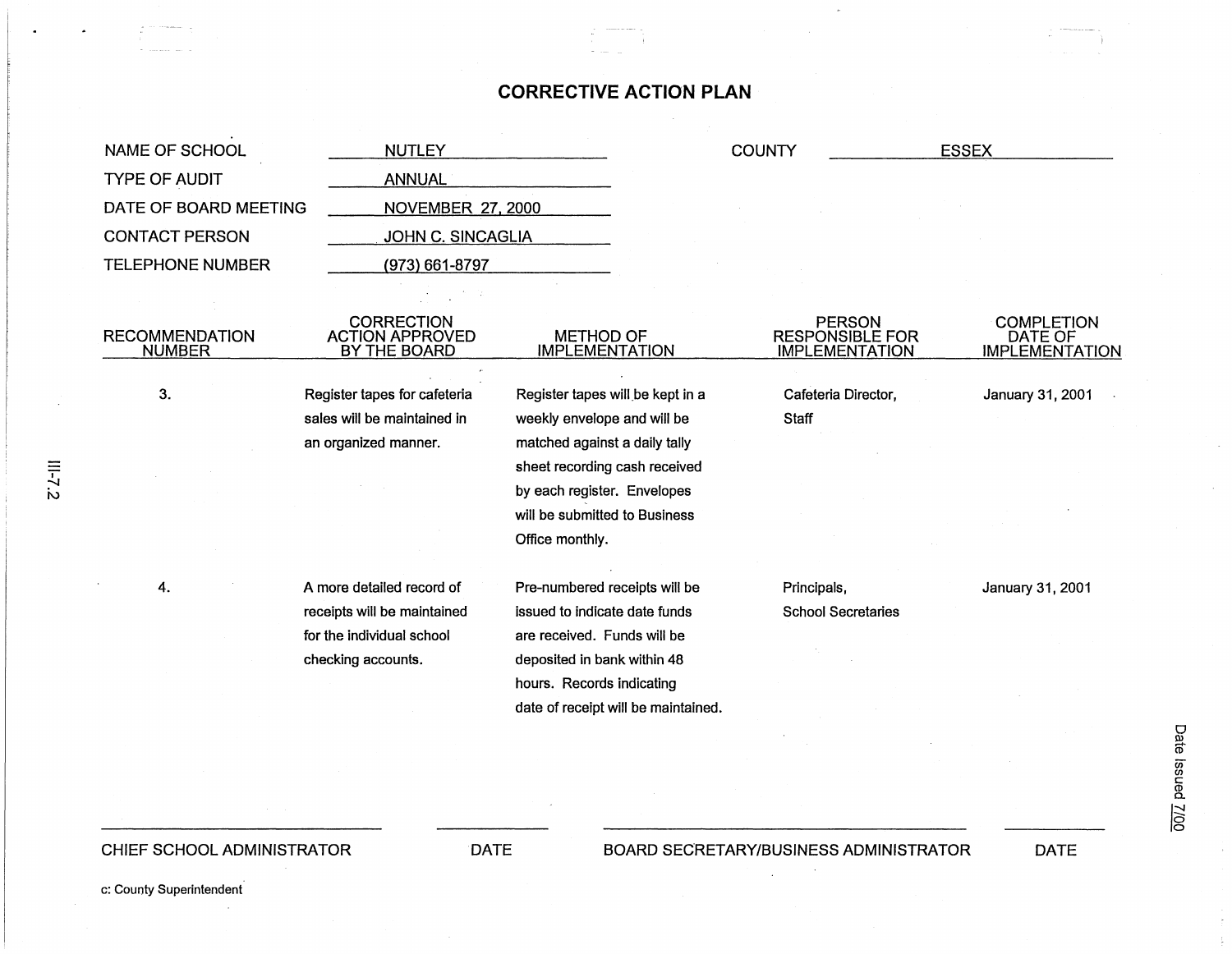# CORRECTIVE ACTION PLAN

| | | | |
|---|---|---|---|
| NAME OF SCHOOL | NUTLEY | COUNTY | ESSEX |
| TYPE OF AUDIT | ANNUAL | | |
| DATE OF BOARD MEETING | NOVEMBER 27, 2000 | | |
| CONTACT PERSON | JOHN C. SINCAGLIA | | |
| TELEPHONE NUMBER | (973) 661-8797 | | |

| RECOMMENDATION NUMBER | CORRECTION ACTION APPROVED BY THE BOARD | METHOD OF IMPLEMENTATION | PERSON RESPONSIBLE FOR IMPLEMENTATION | COMPLETION DATE OF IMPLEMENTATION |
|---|---|---|---|---|
| 3. | Register tapes for cafeteria sales will be maintained in an organized manner. | Register tapes will be kept in a weekly envelope and will be matched against a daily tally sheet recording cash received by each register. Envelopes will be submitted to Business Office monthly. | Cafeteria Director, Staff | January 31, 2001 |
| 4. | A more detailed record of receipts will be maintained for the individual school checking accounts. | Pre-numbered receipts will be issued to indicate date funds are received. Funds will be deposited in bank within 48 hours. Records indicating date of receipt will be maintained. | Principals, School Secretaries | January 31, 2001 |

CHIEF SCHOOL ADMINISTRATOR ______ DATE ______

BOARD SECRETARY/BUSINESS ADMINISTRATOR ______ DATE ______

c: County Superintendent

III-7.2

Date Issued 7/00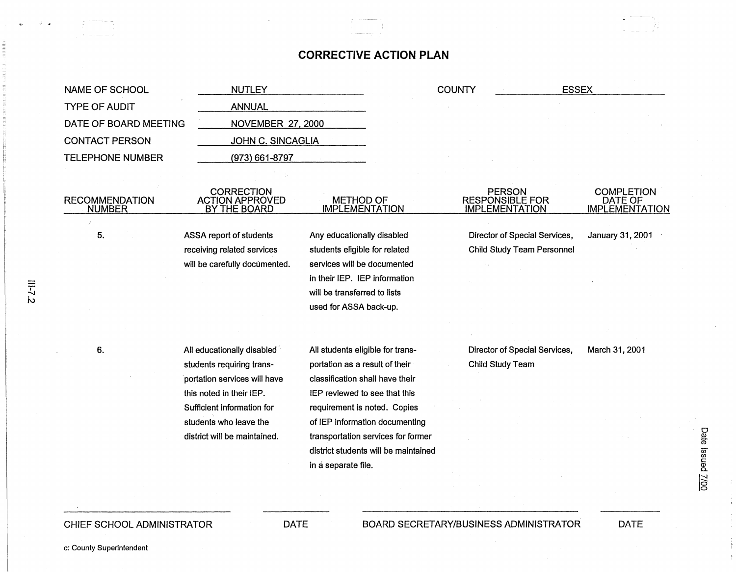# CORRECTIVE ACTION PLAN

| | | | |
|---|---|---|---|
| NAME OF SCHOOL | NUTLEY | COUNTY | ESSEX |
| TYPE OF AUDIT | ANNUAL | | |
| DATE OF BOARD MEETING | NOVEMBER 27, 2000 | | |
| CONTACT PERSON | JOHN C. SINCAGLIA | | |
| TELEPHONE NUMBER | (973) 661-8797 | | |

| RECOMMENDATION NUMBER | CORRECTION ACTION APPROVED BY THE BOARD | METHOD OF IMPLEMENTATION | PERSON RESPONSIBLE FOR IMPLEMENTATION | COMPLETION DATE OF IMPLEMENTATION |
|---|---|---|---|---|
| 5. | ASSA report of students receiving related services will be carefully documented. | Any educationally disabled students eligible for related services will be documented in their IEP. IEP information will be transferred to lists used for ASSA back-up. | Director of Special Services, Child Study Team Personnel | January 31, 2001 |
| 6. | All educationally disabled students requiring transportation services will have this noted in their IEP. Sufficient information for students who leave the district will be maintained. | All students eligible for transportation as a result of their classification shall have their IEP reviewed to see that this requirement is noted. Copies of IEP information documenting transportation services for former district students will be maintained in a separate file. | Director of Special Services, Child Study Team | March 31, 2001 |

| | | | |
|---|---|---|---|
| CHIEF SCHOOL ADMINISTRATOR | DATE | BOARD SECRETARY/BUSINESS ADMINISTRATOR | DATE |

c: County Superintendent

Date Issued 7/00